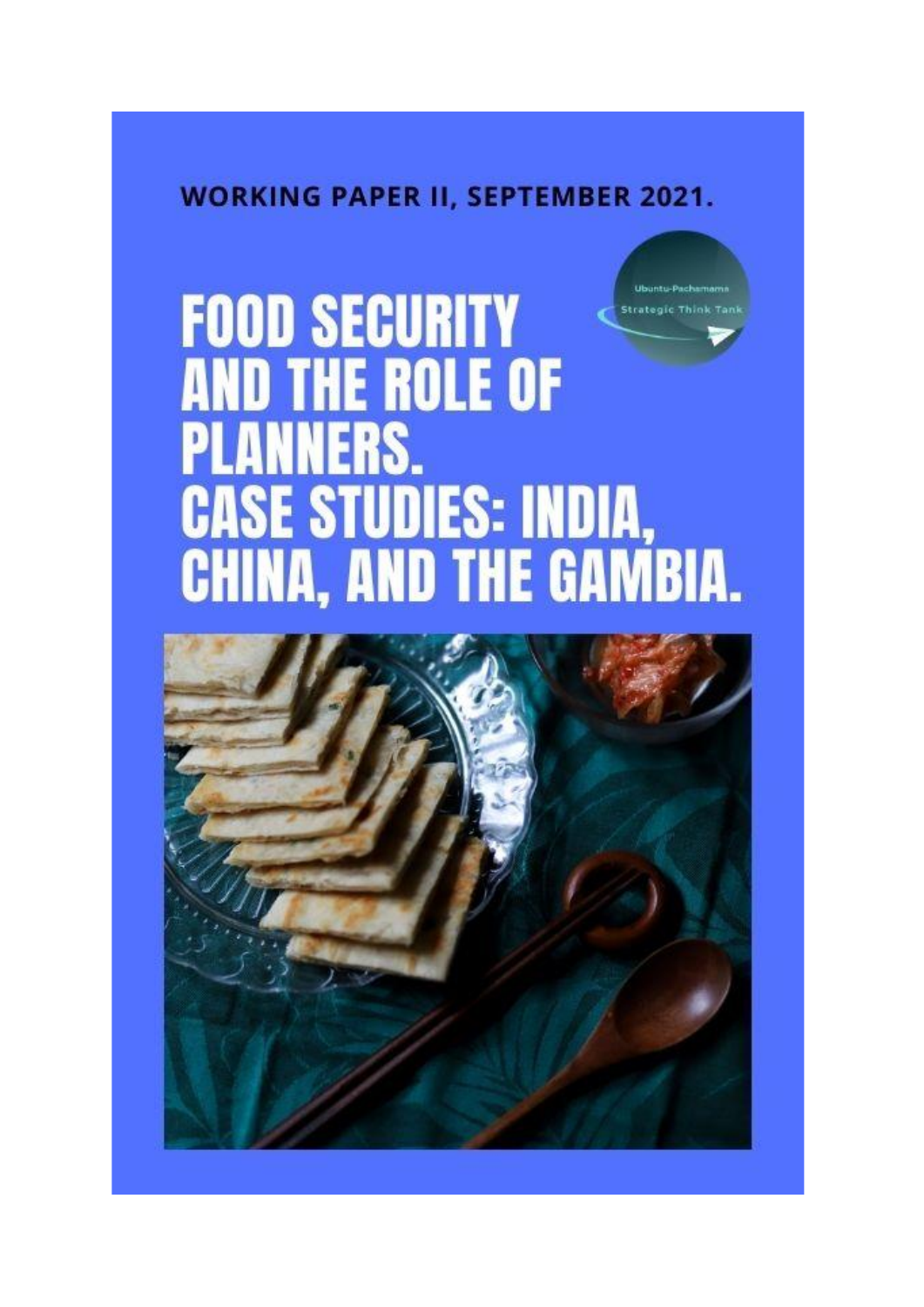**WORKING PAPER II, SEPTEMBER 2021.**

Ubuntu-Pachamama Strategic Think Tank

# FOOD SECURITY AND THE ROLE OF PLANNERS. CASE STUDIES: INDIA, CHINA, AND THE GAMBIA.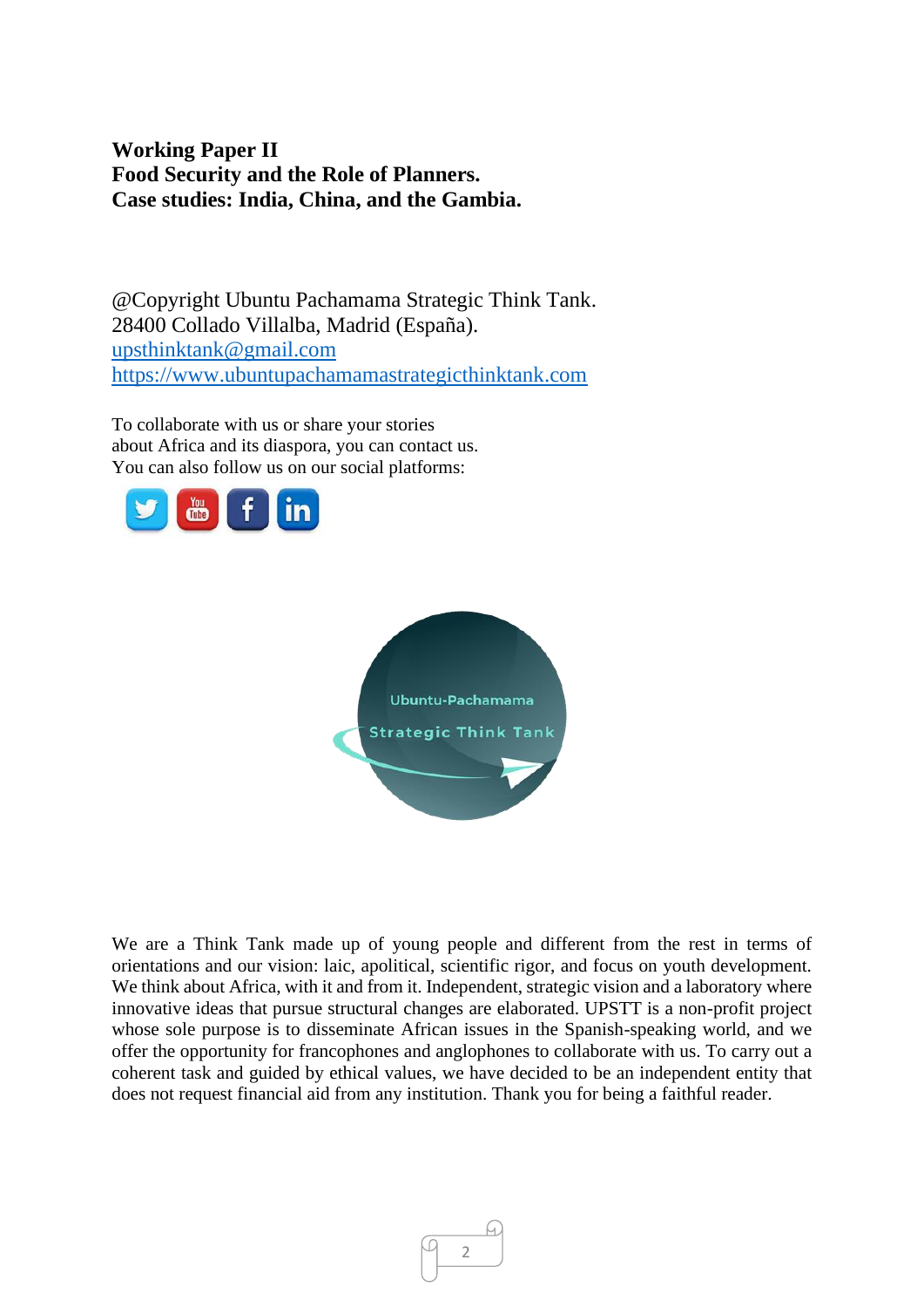**Working Paper II**
**Food Security and the Role of Planners.**
**Case studies: India, China, and the Gambia.**

@Copyright Ubuntu Pachamama Strategic Think Tank.
28400 Collado Villalba, Madrid (España).
upsthinktank@gmail.com
https://www.ubuntupachamamastrategicthinktank.com

To collaborate with us or share your stories
about Africa and its diaspora, you can contact us.
You can also follow us on our social platforms:

We are a Think Tank made up of young people and different from the rest in terms of orientations and our vision: laic, apolitical, scientific rigor, and focus on youth development. We think about Africa, with it and from it. Independent, strategic vision and a laboratory where innovative ideas that pursue structural changes are elaborated. UPSTT is a non-profit project whose sole purpose is to disseminate African issues in the Spanish-speaking world, and we offer the opportunity for francophones and anglophones to collaborate with us. To carry out a coherent task and guided by ethical values, we have decided to be an independent entity that does not request financial aid from any institution. Thank you for being a faithful reader.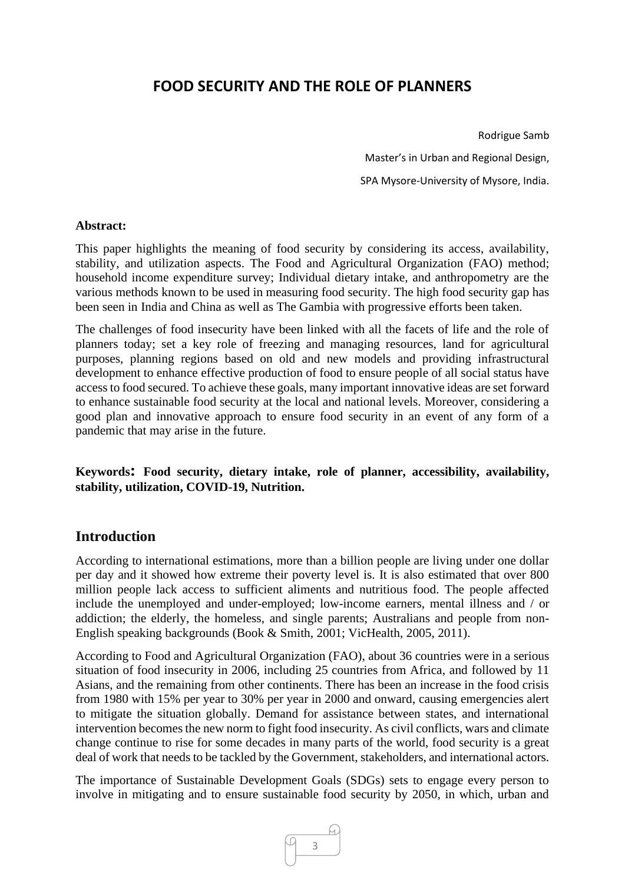# FOOD SECURITY AND THE ROLE OF PLANNERS

Rodrigue Samb

Master's in Urban and Regional Design,

SPA Mysore-University of Mysore, India.

**Abstract:**

This paper highlights the meaning of food security by considering its access, availability, stability, and utilization aspects. The Food and Agricultural Organization (FAO) method; household income expenditure survey; Individual dietary intake, and anthropometry are the various methods known to be used in measuring food security. The high food security gap has been seen in India and China as well as The Gambia with progressive efforts been taken.

The challenges of food insecurity have been linked with all the facets of life and the role of planners today; set a key role of freezing and managing resources, land for agricultural purposes, planning regions based on old and new models and providing infrastructural development to enhance effective production of food to ensure people of all social status have access to food secured. To achieve these goals, many important innovative ideas are set forward to enhance sustainable food security at the local and national levels. Moreover, considering a good plan and innovative approach to ensure food security in an event of any form of a pandemic that may arise in the future.

**Keywords: Food security, dietary intake, role of planner, accessibility, availability, stability, utilization, COVID-19, Nutrition.**

## Introduction

According to international estimations, more than a billion people are living under one dollar per day and it showed how extreme their poverty level is. It is also estimated that over 800 million people lack access to sufficient aliments and nutritious food. The people affected include the unemployed and under-employed; low-income earners, mental illness and / or addiction; the elderly, the homeless, and single parents; Australians and people from non-English speaking backgrounds (Book & Smith, 2001; VicHealth, 2005, 2011).

According to Food and Agricultural Organization (FAO), about 36 countries were in a serious situation of food insecurity in 2006, including 25 countries from Africa, and followed by 11 Asians, and the remaining from other continents. There has been an increase in the food crisis from 1980 with 15% per year to 30% per year in 2000 and onward, causing emergencies alert to mitigate the situation globally. Demand for assistance between states, and international intervention becomes the new norm to fight food insecurity. As civil conflicts, wars and climate change continue to rise for some decades in many parts of the world, food security is a great deal of work that needs to be tackled by the Government, stakeholders, and international actors.

The importance of Sustainable Development Goals (SDGs) sets to engage every person to involve in mitigating and to ensure sustainable food security by 2050, in which, urban and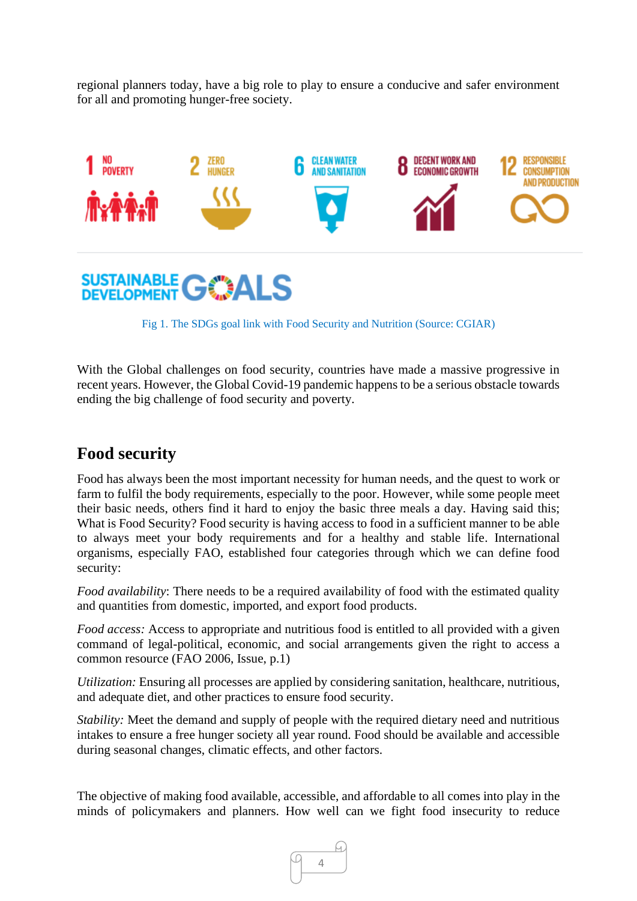regional planners today, have a big role to play to ensure a conducive and safer environment for all and promoting hunger-free society.

Fig 1. The SDGs goal link with Food Security and Nutrition (Source: CGIAR)

With the Global challenges on food security, countries have made a massive progressive in recent years. However, the Global Covid-19 pandemic happens to be a serious obstacle towards ending the big challenge of food security and poverty.

## Food security

Food has always been the most important necessity for human needs, and the quest to work or farm to fulfil the body requirements, especially to the poor. However, while some people meet their basic needs, others find it hard to enjoy the basic three meals a day. Having said this; What is Food Security? Food security is having access to food in a sufficient manner to be able to always meet your body requirements and for a healthy and stable life. International organisms, especially FAO, established four categories through which we can define food security:

*Food availability*: There needs to be a required availability of food with the estimated quality and quantities from domestic, imported, and export food products.

*Food access:* Access to appropriate and nutritious food is entitled to all provided with a given command of legal-political, economic, and social arrangements given the right to access a common resource (FAO 2006, Issue, p.1)

*Utilization:* Ensuring all processes are applied by considering sanitation, healthcare, nutritious, and adequate diet, and other practices to ensure food security.

*Stability:* Meet the demand and supply of people with the required dietary need and nutritious intakes to ensure a free hunger society all year round. Food should be available and accessible during seasonal changes, climatic effects, and other factors.

The objective of making food available, accessible, and affordable to all comes into play in the minds of policymakers and planners. How well can we fight food insecurity to reduce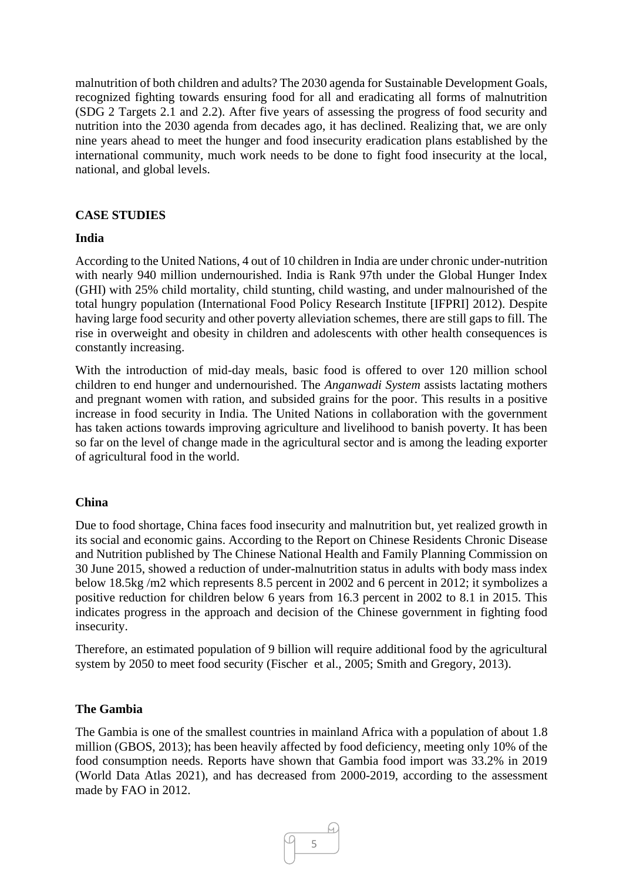malnutrition of both children and adults? The 2030 agenda for Sustainable Development Goals, recognized fighting towards ensuring food for all and eradicating all forms of malnutrition (SDG 2 Targets 2.1 and 2.2). After five years of assessing the progress of food security and nutrition into the 2030 agenda from decades ago, it has declined. Realizing that, we are only nine years ahead to meet the hunger and food insecurity eradication plans established by the international community, much work needs to be done to fight food insecurity at the local, national, and global levels.

## CASE STUDIES

### India

According to the United Nations, 4 out of 10 children in India are under chronic under-nutrition with nearly 940 million undernourished. India is Rank 97th under the Global Hunger Index (GHI) with 25% child mortality, child stunting, child wasting, and under malnourished of the total hungry population (International Food Policy Research Institute [IFPRI] 2012). Despite having large food security and other poverty alleviation schemes, there are still gaps to fill. The rise in overweight and obesity in children and adolescents with other health consequences is constantly increasing.

With the introduction of mid-day meals, basic food is offered to over 120 million school children to end hunger and undernourished. The *Anganwadi System* assists lactating mothers and pregnant women with ration, and subsided grains for the poor. This results in a positive increase in food security in India. The United Nations in collaboration with the government has taken actions towards improving agriculture and livelihood to banish poverty. It has been so far on the level of change made in the agricultural sector and is among the leading exporter of agricultural food in the world.

### China

Due to food shortage, China faces food insecurity and malnutrition but, yet realized growth in its social and economic gains. According to the Report on Chinese Residents Chronic Disease and Nutrition published by The Chinese National Health and Family Planning Commission on 30 June 2015, showed a reduction of under-malnutrition status in adults with body mass index below 18.5kg /m2 which represents 8.5 percent in 2002 and 6 percent in 2012; it symbolizes a positive reduction for children below 6 years from 16.3 percent in 2002 to 8.1 in 2015. This indicates progress in the approach and decision of the Chinese government in fighting food insecurity.

Therefore, an estimated population of 9 billion will require additional food by the agricultural system by 2050 to meet food security (Fischer et al., 2005; Smith and Gregory, 2013).

### The Gambia

The Gambia is one of the smallest countries in mainland Africa with a population of about 1.8 million (GBOS, 2013); has been heavily affected by food deficiency, meeting only 10% of the food consumption needs. Reports have shown that Gambia food import was 33.2% in 2019 (World Data Atlas 2021), and has decreased from 2000-2019, according to the assessment made by FAO in 2012.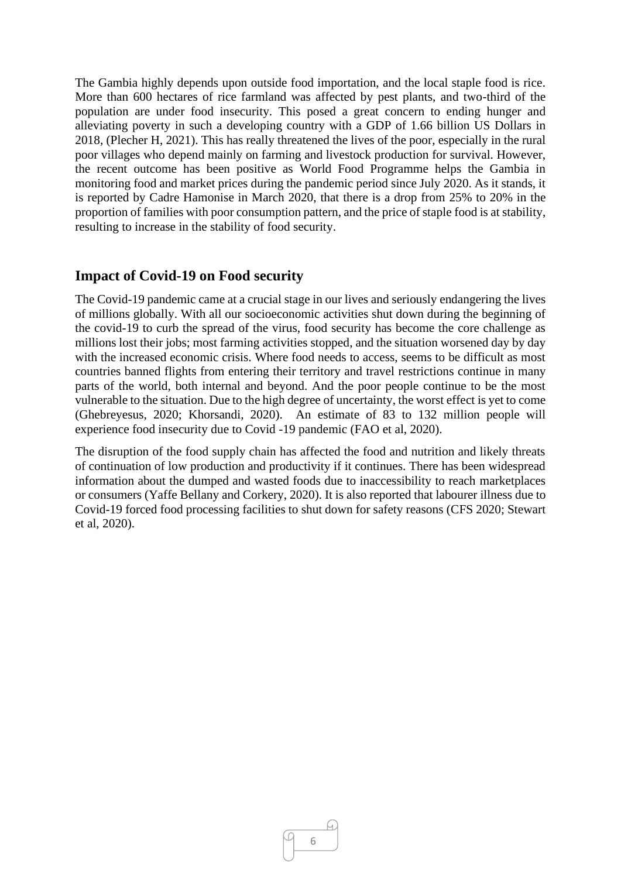The Gambia highly depends upon outside food importation, and the local staple food is rice. More than 600 hectares of rice farmland was affected by pest plants, and two-third of the population are under food insecurity. This posed a great concern to ending hunger and alleviating poverty in such a developing country with a GDP of 1.66 billion US Dollars in 2018, (Plecher H, 2021). This has really threatened the lives of the poor, especially in the rural poor villages who depend mainly on farming and livestock production for survival. However, the recent outcome has been positive as World Food Programme helps the Gambia in monitoring food and market prices during the pandemic period since July 2020. As it stands, it is reported by Cadre Hamonise in March 2020, that there is a drop from 25% to 20% in the proportion of families with poor consumption pattern, and the price of staple food is at stability, resulting to increase in the stability of food security.

## Impact of Covid-19 on Food security

The Covid-19 pandemic came at a crucial stage in our lives and seriously endangering the lives of millions globally. With all our socioeconomic activities shut down during the beginning of the covid-19 to curb the spread of the virus, food security has become the core challenge as millions lost their jobs; most farming activities stopped, and the situation worsened day by day with the increased economic crisis. Where food needs to access, seems to be difficult as most countries banned flights from entering their territory and travel restrictions continue in many parts of the world, both internal and beyond. And the poor people continue to be the most vulnerable to the situation. Due to the high degree of uncertainty, the worst effect is yet to come (Ghebreyesus, 2020; Khorsandi, 2020). An estimate of 83 to 132 million people will experience food insecurity due to Covid -19 pandemic (FAO et al, 2020).

The disruption of the food supply chain has affected the food and nutrition and likely threats of continuation of low production and productivity if it continues. There has been widespread information about the dumped and wasted foods due to inaccessibility to reach marketplaces or consumers (Yaffe Bellany and Corkery, 2020). It is also reported that labourer illness due to Covid-19 forced food processing facilities to shut down for safety reasons (CFS 2020; Stewart et al, 2020).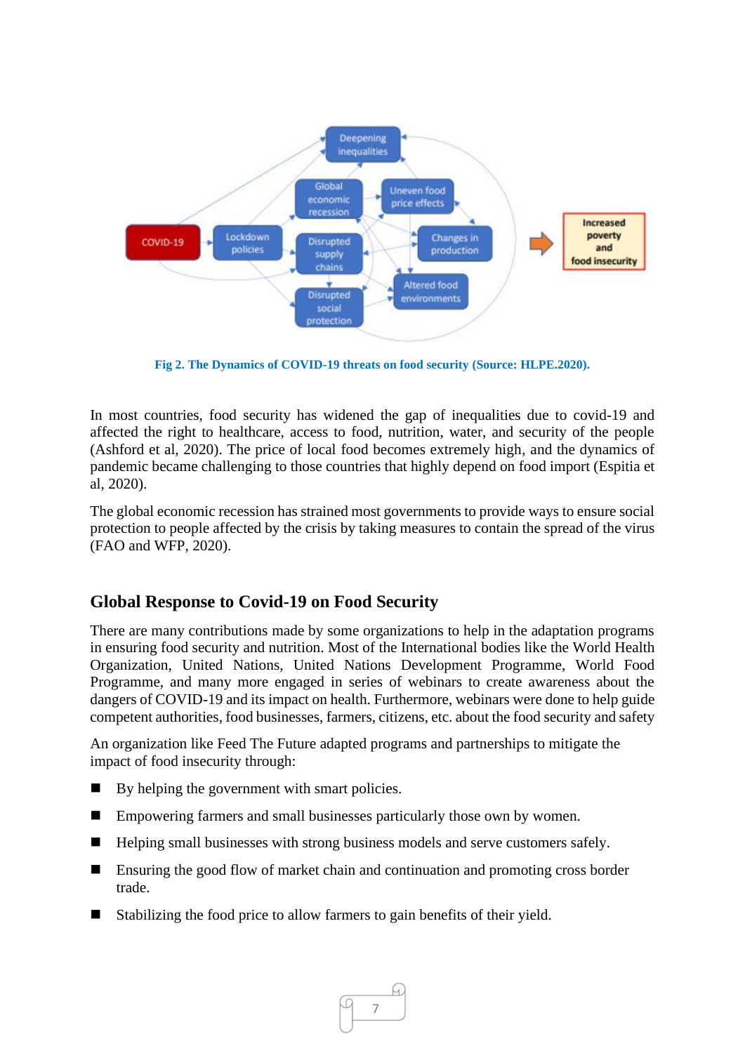Fig 2. The Dynamics of COVID-19 threats on food security (Source: HLPE.2020).

In most countries, food security has widened the gap of inequalities due to covid-19 and affected the right to healthcare, access to food, nutrition, water, and security of the people (Ashford et al, 2020). The price of local food becomes extremely high, and the dynamics of pandemic became challenging to those countries that highly depend on food import (Espitia et al, 2020).

The global economic recession has strained most governments to provide ways to ensure social protection to people affected by the crisis by taking measures to contain the spread of the virus (FAO and WFP, 2020).

## Global Response to Covid-19 on Food Security

There are many contributions made by some organizations to help in the adaptation programs in ensuring food security and nutrition. Most of the International bodies like the World Health Organization, United Nations, United Nations Development Programme, World Food Programme, and many more engaged in series of webinars to create awareness about the dangers of COVID-19 and its impact on health. Furthermore, webinars were done to help guide competent authorities, food businesses, farmers, citizens, etc. about the food security and safety

An organization like Feed The Future adapted programs and partnerships to mitigate the impact of food insecurity through:

- By helping the government with smart policies.
- Empowering farmers and small businesses particularly those own by women.
- Helping small businesses with strong business models and serve customers safely.
- Ensuring the good flow of market chain and continuation and promoting cross border trade.
- Stabilizing the food price to allow farmers to gain benefits of their yield.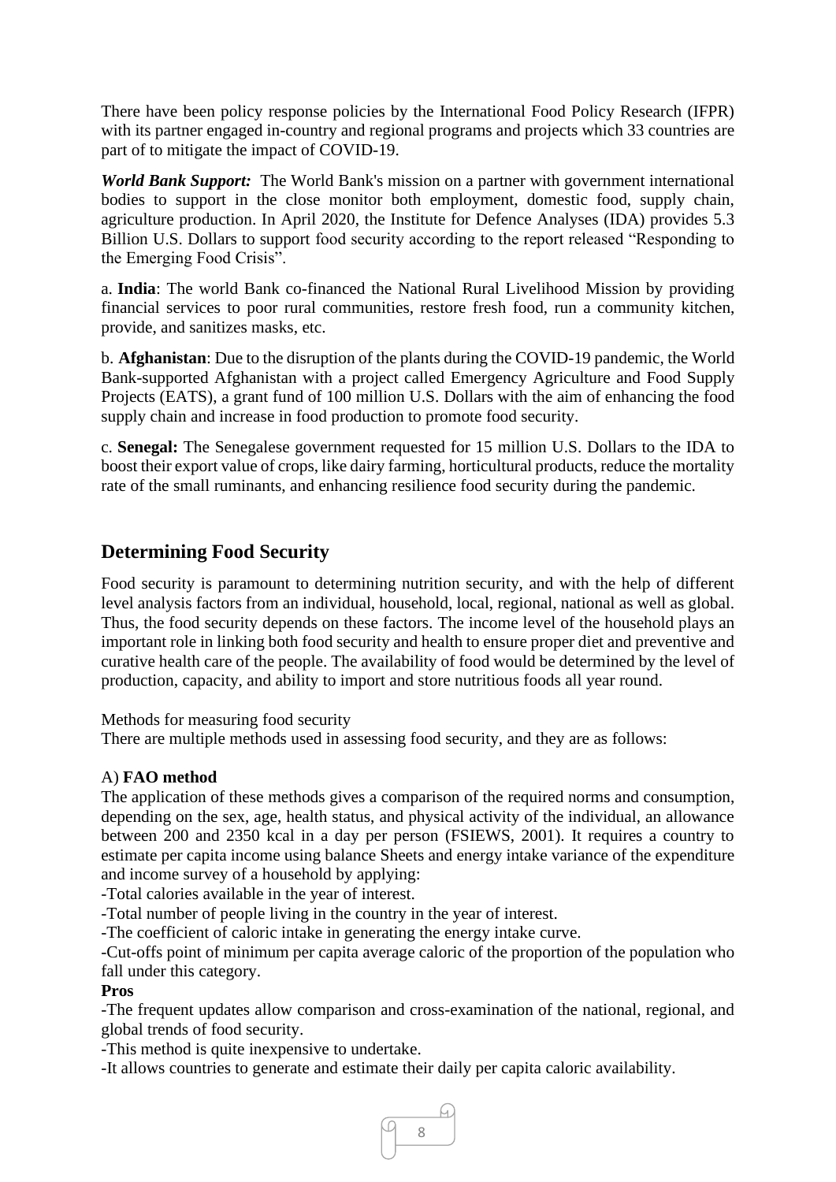There have been policy response policies by the International Food Policy Research (IFPR) with its partner engaged in-country and regional programs and projects which 33 countries are part of to mitigate the impact of COVID-19.

***World Bank Support:*** The World Bank's mission on a partner with government international bodies to support in the close monitor both employment, domestic food, supply chain, agriculture production. In April 2020, the Institute for Defence Analyses (IDA) provides 5.3 Billion U.S. Dollars to support food security according to the report released "Responding to the Emerging Food Crisis".

a. **India**: The world Bank co-financed the National Rural Livelihood Mission by providing financial services to poor rural communities, restore fresh food, run a community kitchen, provide, and sanitizes masks, etc.

b. **Afghanistan**: Due to the disruption of the plants during the COVID-19 pandemic, the World Bank-supported Afghanistan with a project called Emergency Agriculture and Food Supply Projects (EATS), a grant fund of 100 million U.S. Dollars with the aim of enhancing the food supply chain and increase in food production to promote food security.

c. **Senegal:** The Senegalese government requested for 15 million U.S. Dollars to the IDA to boost their export value of crops, like dairy farming, horticultural products, reduce the mortality rate of the small ruminants, and enhancing resilience food security during the pandemic.

## Determining Food Security

Food security is paramount to determining nutrition security, and with the help of different level analysis factors from an individual, household, local, regional, national as well as global. Thus, the food security depends on these factors. The income level of the household plays an important role in linking both food security and health to ensure proper diet and preventive and curative health care of the people. The availability of food would be determined by the level of production, capacity, and ability to import and store nutritious foods all year round.

Methods for measuring food security
There are multiple methods used in assessing food security, and they are as follows:

A) **FAO method**
The application of these methods gives a comparison of the required norms and consumption, depending on the sex, age, health status, and physical activity of the individual, an allowance between 200 and 2350 kcal in a day per person (FSIEWS, 2001). It requires a country to estimate per capita income using balance Sheets and energy intake variance of the expenditure and income survey of a household by applying:
-Total calories available in the year of interest.
-Total number of people living in the country in the year of interest.
-The coefficient of caloric intake in generating the energy intake curve.
-Cut-offs point of minimum per capita average caloric of the proportion of the population who fall under this category.

**Pros**
-The frequent updates allow comparison and cross-examination of the national, regional, and global trends of food security.
-This method is quite inexpensive to undertake.
-It allows countries to generate and estimate their daily per capita caloric availability.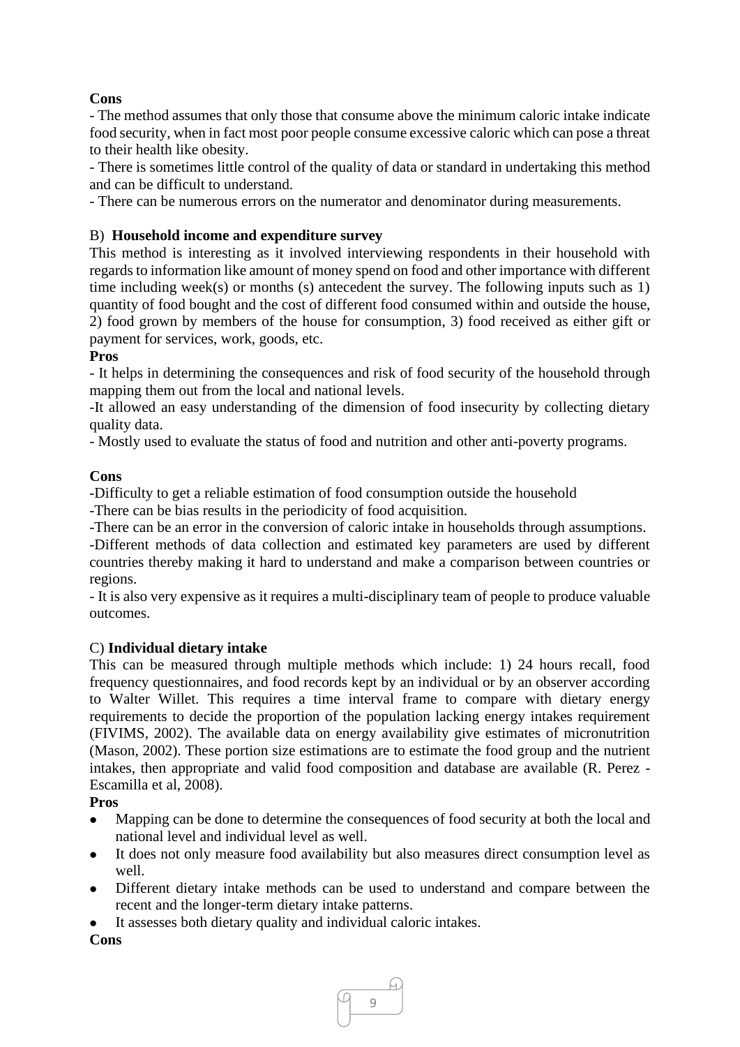**Cons**

- The method assumes that only those that consume above the minimum caloric intake indicate food security, when in fact most poor people consume excessive caloric which can pose a threat to their health like obesity.
- There is sometimes little control of the quality of data or standard in undertaking this method and can be difficult to understand.
- There can be numerous errors on the numerator and denominator during measurements.

B) **Household income and expenditure survey**

This method is interesting as it involved interviewing respondents in their household with regards to information like amount of money spend on food and other importance with different time including week(s) or months (s) antecedent the survey. The following inputs such as 1) quantity of food bought and the cost of different food consumed within and outside the house, 2) food grown by members of the house for consumption, 3) food received as either gift or payment for services, work, goods, etc.

**Pros**

- It helps in determining the consequences and risk of food security of the household through mapping them out from the local and national levels.
- It allowed an easy understanding of the dimension of food insecurity by collecting dietary quality data.
- Mostly used to evaluate the status of food and nutrition and other anti-poverty programs.

**Cons**

- Difficulty to get a reliable estimation of food consumption outside the household
- There can be bias results in the periodicity of food acquisition.
- There can be an error in the conversion of caloric intake in households through assumptions.
- Different methods of data collection and estimated key parameters are used by different countries thereby making it hard to understand and make a comparison between countries or regions.
- It is also very expensive as it requires a multi-disciplinary team of people to produce valuable outcomes.

C) **Individual dietary intake**

This can be measured through multiple methods which include: 1) 24 hours recall, food frequency questionnaires, and food records kept by an individual or by an observer according to Walter Willet. This requires a time interval frame to compare with dietary energy requirements to decide the proportion of the population lacking energy intakes requirement (FIVIMS, 2002). The available data on energy availability give estimates of micronutrition (Mason, 2002). These portion size estimations are to estimate the food group and the nutrient intakes, then appropriate and valid food composition and database are available (R. Perez - Escamilla et al, 2008).

**Pros**

- Mapping can be done to determine the consequences of food security at both the local and national level and individual level as well.
- It does not only measure food availability but also measures direct consumption level as well.
- Different dietary intake methods can be used to understand and compare between the recent and the longer-term dietary intake patterns.
- It assesses both dietary quality and individual caloric intakes.

**Cons**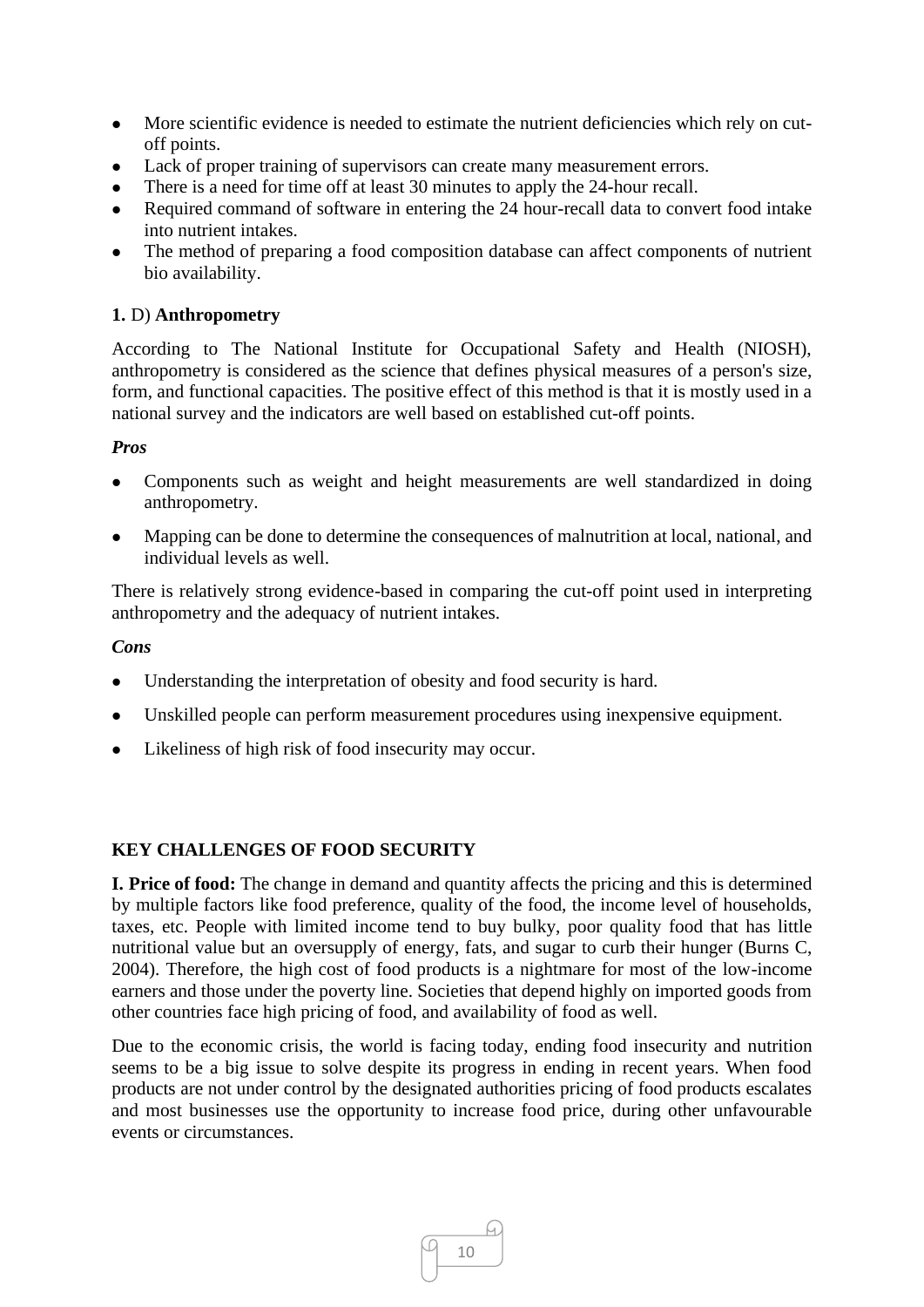- More scientific evidence is needed to estimate the nutrient deficiencies which rely on cut-off points.
- Lack of proper training of supervisors can create many measurement errors.
- There is a need for time off at least 30 minutes to apply the 24-hour recall.
- Required command of software in entering the 24 hour-recall data to convert food intake into nutrient intakes.
- The method of preparing a food composition database can affect components of nutrient bio availability.

**1.** D) **Anthropometry**

According to The National Institute for Occupational Safety and Health (NIOSH), anthropometry is considered as the science that defines physical measures of a person's size, form, and functional capacities. The positive effect of this method is that it is mostly used in a national survey and the indicators are well based on established cut-off points.

***Pros***

- Components such as weight and height measurements are well standardized in doing anthropometry.
- Mapping can be done to determine the consequences of malnutrition at local, national, and individual levels as well.

There is relatively strong evidence-based in comparing the cut-off point used in interpreting anthropometry and the adequacy of nutrient intakes.

***Cons***

- Understanding the interpretation of obesity and food security is hard.
- Unskilled people can perform measurement procedures using inexpensive equipment.
- Likeliness of high risk of food insecurity may occur.

**KEY CHALLENGES OF FOOD SECURITY**

**I. Price of food:** The change in demand and quantity affects the pricing and this is determined by multiple factors like food preference, quality of the food, the income level of households, taxes, etc. People with limited income tend to buy bulky, poor quality food that has little nutritional value but an oversupply of energy, fats, and sugar to curb their hunger (Burns C, 2004). Therefore, the high cost of food products is a nightmare for most of the low-income earners and those under the poverty line. Societies that depend highly on imported goods from other countries face high pricing of food, and availability of food as well.

Due to the economic crisis, the world is facing today, ending food insecurity and nutrition seems to be a big issue to solve despite its progress in ending in recent years. When food products are not under control by the designated authorities pricing of food products escalates and most businesses use the opportunity to increase food price, during other unfavourable events or circumstances.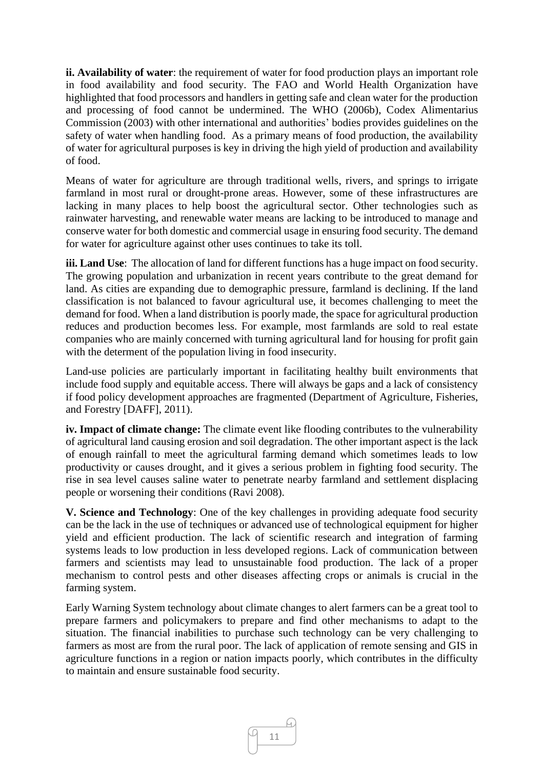**ii. Availability of water**: the requirement of water for food production plays an important role in food availability and food security. The FAO and World Health Organization have highlighted that food processors and handlers in getting safe and clean water for the production and processing of food cannot be undermined. The WHO (2006b), Codex Alimentarius Commission (2003) with other international and authorities' bodies provides guidelines on the safety of water when handling food. As a primary means of food production, the availability of water for agricultural purposes is key in driving the high yield of production and availability of food.

Means of water for agriculture are through traditional wells, rivers, and springs to irrigate farmland in most rural or drought-prone areas. However, some of these infrastructures are lacking in many places to help boost the agricultural sector. Other technologies such as rainwater harvesting, and renewable water means are lacking to be introduced to manage and conserve water for both domestic and commercial usage in ensuring food security. The demand for water for agriculture against other uses continues to take its toll.

**iii. Land Use**: The allocation of land for different functions has a huge impact on food security. The growing population and urbanization in recent years contribute to the great demand for land. As cities are expanding due to demographic pressure, farmland is declining. If the land classification is not balanced to favour agricultural use, it becomes challenging to meet the demand for food. When a land distribution is poorly made, the space for agricultural production reduces and production becomes less. For example, most farmlands are sold to real estate companies who are mainly concerned with turning agricultural land for housing for profit gain with the determent of the population living in food insecurity.

Land-use policies are particularly important in facilitating healthy built environments that include food supply and equitable access. There will always be gaps and a lack of consistency if food policy development approaches are fragmented (Department of Agriculture, Fisheries, and Forestry [DAFF], 2011).

**iv. Impact of climate change:** The climate event like flooding contributes to the vulnerability of agricultural land causing erosion and soil degradation. The other important aspect is the lack of enough rainfall to meet the agricultural farming demand which sometimes leads to low productivity or causes drought, and it gives a serious problem in fighting food security. The rise in sea level causes saline water to penetrate nearby farmland and settlement displacing people or worsening their conditions (Ravi 2008).

**V. Science and Technology**: One of the key challenges in providing adequate food security can be the lack in the use of techniques or advanced use of technological equipment for higher yield and efficient production. The lack of scientific research and integration of farming systems leads to low production in less developed regions. Lack of communication between farmers and scientists may lead to unsustainable food production. The lack of a proper mechanism to control pests and other diseases affecting crops or animals is crucial in the farming system.

Early Warning System technology about climate changes to alert farmers can be a great tool to prepare farmers and policymakers to prepare and find other mechanisms to adapt to the situation. The financial inabilities to purchase such technology can be very challenging to farmers as most are from the rural poor. The lack of application of remote sensing and GIS in agriculture functions in a region or nation impacts poorly, which contributes in the difficulty to maintain and ensure sustainable food security.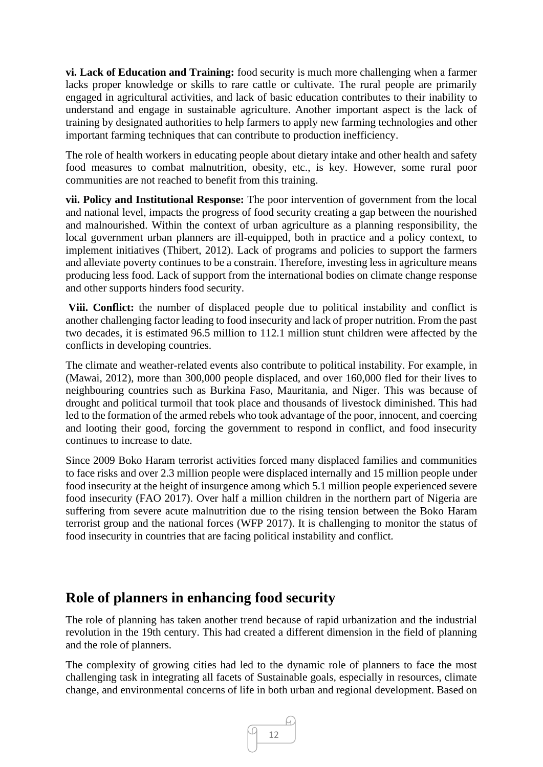**vi. Lack of Education and Training:** food security is much more challenging when a farmer lacks proper knowledge or skills to rare cattle or cultivate. The rural people are primarily engaged in agricultural activities, and lack of basic education contributes to their inability to understand and engage in sustainable agriculture. Another important aspect is the lack of training by designated authorities to help farmers to apply new farming technologies and other important farming techniques that can contribute to production inefficiency.

The role of health workers in educating people about dietary intake and other health and safety food measures to combat malnutrition, obesity, etc., is key. However, some rural poor communities are not reached to benefit from this training.

**vii. Policy and Institutional Response:** The poor intervention of government from the local and national level, impacts the progress of food security creating a gap between the nourished and malnourished. Within the context of urban agriculture as a planning responsibility, the local government urban planners are ill-equipped, both in practice and a policy context, to implement initiatives (Thibert, 2012). Lack of programs and policies to support the farmers and alleviate poverty continues to be a constrain. Therefore, investing less in agriculture means producing less food. Lack of support from the international bodies on climate change response and other supports hinders food security.

**Viii. Conflict:** the number of displaced people due to political instability and conflict is another challenging factor leading to food insecurity and lack of proper nutrition. From the past two decades, it is estimated 96.5 million to 112.1 million stunt children were affected by the conflicts in developing countries.

The climate and weather-related events also contribute to political instability. For example, in (Mawai, 2012), more than 300,000 people displaced, and over 160,000 fled for their lives to neighbouring countries such as Burkina Faso, Mauritania, and Niger. This was because of drought and political turmoil that took place and thousands of livestock diminished. This had led to the formation of the armed rebels who took advantage of the poor, innocent, and coercing and looting their good, forcing the government to respond in conflict, and food insecurity continues to increase to date.

Since 2009 Boko Haram terrorist activities forced many displaced families and communities to face risks and over 2.3 million people were displaced internally and 15 million people under food insecurity at the height of insurgence among which 5.1 million people experienced severe food insecurity (FAO 2017). Over half a million children in the northern part of Nigeria are suffering from severe acute malnutrition due to the rising tension between the Boko Haram terrorist group and the national forces (WFP 2017). It is challenging to monitor the status of food insecurity in countries that are facing political instability and conflict.

## Role of planners in enhancing food security

The role of planning has taken another trend because of rapid urbanization and the industrial revolution in the 19th century. This had created a different dimension in the field of planning and the role of planners.

The complexity of growing cities had led to the dynamic role of planners to face the most challenging task in integrating all facets of Sustainable goals, especially in resources, climate change, and environmental concerns of life in both urban and regional development. Based on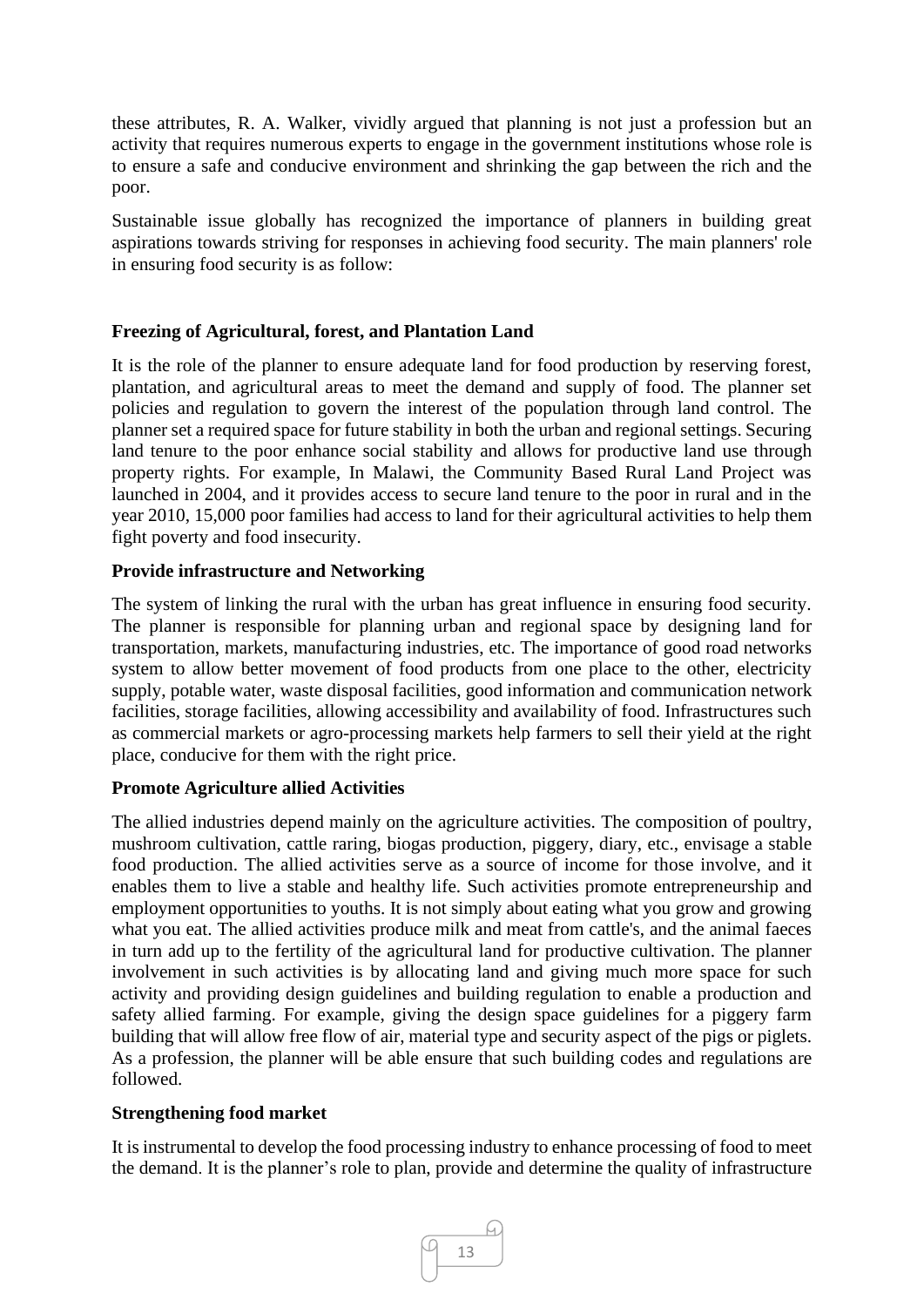these attributes, R. A. Walker, vividly argued that planning is not just a profession but an activity that requires numerous experts to engage in the government institutions whose role is to ensure a safe and conducive environment and shrinking the gap between the rich and the poor.

Sustainable issue globally has recognized the importance of planners in building great aspirations towards striving for responses in achieving food security. The main planners' role in ensuring food security is as follow:

**Freezing of Agricultural, forest, and Plantation Land**

It is the role of the planner to ensure adequate land for food production by reserving forest, plantation, and agricultural areas to meet the demand and supply of food. The planner set policies and regulation to govern the interest of the population through land control. The planner set a required space for future stability in both the urban and regional settings. Securing land tenure to the poor enhance social stability and allows for productive land use through property rights. For example, In Malawi, the Community Based Rural Land Project was launched in 2004, and it provides access to secure land tenure to the poor in rural and in the year 2010, 15,000 poor families had access to land for their agricultural activities to help them fight poverty and food insecurity.

**Provide infrastructure and Networking**

The system of linking the rural with the urban has great influence in ensuring food security. The planner is responsible for planning urban and regional space by designing land for transportation, markets, manufacturing industries, etc. The importance of good road networks system to allow better movement of food products from one place to the other, electricity supply, potable water, waste disposal facilities, good information and communication network facilities, storage facilities, allowing accessibility and availability of food. Infrastructures such as commercial markets or agro-processing markets help farmers to sell their yield at the right place, conducive for them with the right price.

**Promote Agriculture allied Activities**

The allied industries depend mainly on the agriculture activities. The composition of poultry, mushroom cultivation, cattle raring, biogas production, piggery, diary, etc., envisage a stable food production. The allied activities serve as a source of income for those involve, and it enables them to live a stable and healthy life. Such activities promote entrepreneurship and employment opportunities to youths. It is not simply about eating what you grow and growing what you eat. The allied activities produce milk and meat from cattle's, and the animal faeces in turn add up to the fertility of the agricultural land for productive cultivation. The planner involvement in such activities is by allocating land and giving much more space for such activity and providing design guidelines and building regulation to enable a production and safety allied farming. For example, giving the design space guidelines for a piggery farm building that will allow free flow of air, material type and security aspect of the pigs or piglets. As a profession, the planner will be able ensure that such building codes and regulations are followed.

**Strengthening food market**

It is instrumental to develop the food processing industry to enhance processing of food to meet the demand. It is the planner's role to plan, provide and determine the quality of infrastructure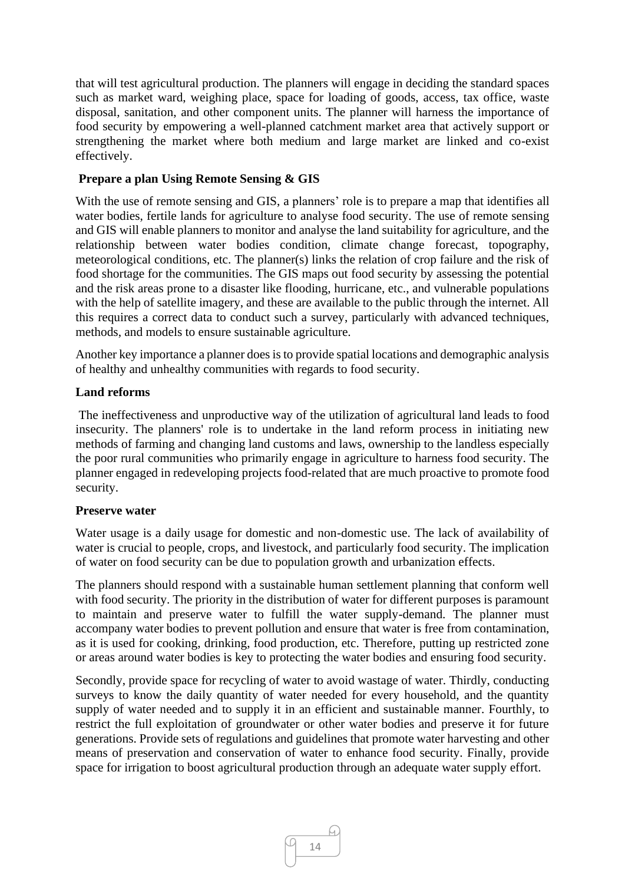that will test agricultural production. The planners will engage in deciding the standard spaces such as market ward, weighing place, space for loading of goods, access, tax office, waste disposal, sanitation, and other component units. The planner will harness the importance of food security by empowering a well-planned catchment market area that actively support or strengthening the market where both medium and large market are linked and co-exist effectively.

**Prepare a plan Using Remote Sensing & GIS**

With the use of remote sensing and GIS, a planners' role is to prepare a map that identifies all water bodies, fertile lands for agriculture to analyse food security. The use of remote sensing and GIS will enable planners to monitor and analyse the land suitability for agriculture, and the relationship between water bodies condition, climate change forecast, topography, meteorological conditions, etc. The planner(s) links the relation of crop failure and the risk of food shortage for the communities. The GIS maps out food security by assessing the potential and the risk areas prone to a disaster like flooding, hurricane, etc., and vulnerable populations with the help of satellite imagery, and these are available to the public through the internet. All this requires a correct data to conduct such a survey, particularly with advanced techniques, methods, and models to ensure sustainable agriculture.

Another key importance a planner does is to provide spatial locations and demographic analysis of healthy and unhealthy communities with regards to food security.

**Land reforms**

The ineffectiveness and unproductive way of the utilization of agricultural land leads to food insecurity. The planners' role is to undertake in the land reform process in initiating new methods of farming and changing land customs and laws, ownership to the landless especially the poor rural communities who primarily engage in agriculture to harness food security. The planner engaged in redeveloping projects food-related that are much proactive to promote food security.

**Preserve water**

Water usage is a daily usage for domestic and non-domestic use. The lack of availability of water is crucial to people, crops, and livestock, and particularly food security. The implication of water on food security can be due to population growth and urbanization effects.

The planners should respond with a sustainable human settlement planning that conform well with food security. The priority in the distribution of water for different purposes is paramount to maintain and preserve water to fulfill the water supply-demand. The planner must accompany water bodies to prevent pollution and ensure that water is free from contamination, as it is used for cooking, drinking, food production, etc. Therefore, putting up restricted zone or areas around water bodies is key to protecting the water bodies and ensuring food security.

Secondly, provide space for recycling of water to avoid wastage of water. Thirdly, conducting surveys to know the daily quantity of water needed for every household, and the quantity supply of water needed and to supply it in an efficient and sustainable manner. Fourthly, to restrict the full exploitation of groundwater or other water bodies and preserve it for future generations. Provide sets of regulations and guidelines that promote water harvesting and other means of preservation and conservation of water to enhance food security. Finally, provide space for irrigation to boost agricultural production through an adequate water supply effort.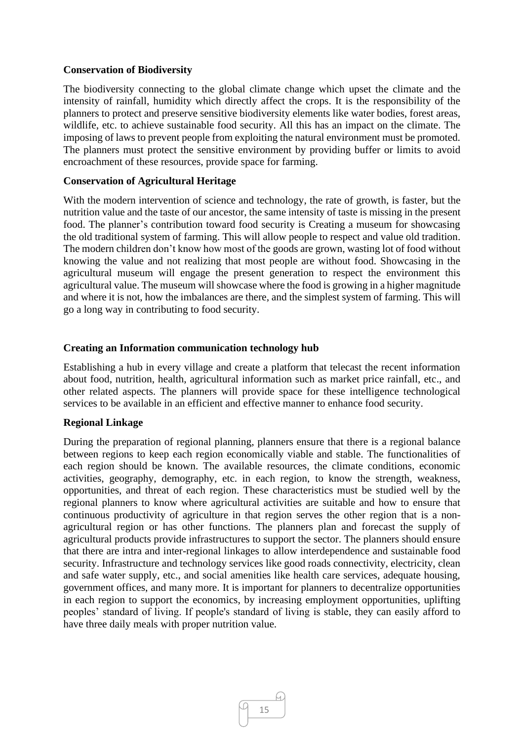**Conservation of Biodiversity**

The biodiversity connecting to the global climate change which upset the climate and the intensity of rainfall, humidity which directly affect the crops. It is the responsibility of the planners to protect and preserve sensitive biodiversity elements like water bodies, forest areas, wildlife, etc. to achieve sustainable food security. All this has an impact on the climate. The imposing of laws to prevent people from exploiting the natural environment must be promoted. The planners must protect the sensitive environment by providing buffer or limits to avoid encroachment of these resources, provide space for farming.

**Conservation of Agricultural Heritage**

With the modern intervention of science and technology, the rate of growth, is faster, but the nutrition value and the taste of our ancestor, the same intensity of taste is missing in the present food. The planner's contribution toward food security is Creating a museum for showcasing the old traditional system of farming. This will allow people to respect and value old tradition. The modern children don't know how most of the goods are grown, wasting lot of food without knowing the value and not realizing that most people are without food. Showcasing in the agricultural museum will engage the present generation to respect the environment this agricultural value. The museum will showcase where the food is growing in a higher magnitude and where it is not, how the imbalances are there, and the simplest system of farming. This will go a long way in contributing to food security.

**Creating an Information communication technology hub**

Establishing a hub in every village and create a platform that telecast the recent information about food, nutrition, health, agricultural information such as market price rainfall, etc., and other related aspects. The planners will provide space for these intelligence technological services to be available in an efficient and effective manner to enhance food security.

**Regional Linkage**

During the preparation of regional planning, planners ensure that there is a regional balance between regions to keep each region economically viable and stable. The functionalities of each region should be known. The available resources, the climate conditions, economic activities, geography, demography, etc. in each region, to know the strength, weakness, opportunities, and threat of each region. These characteristics must be studied well by the regional planners to know where agricultural activities are suitable and how to ensure that continuous productivity of agriculture in that region serves the other region that is a non-agricultural region or has other functions. The planners plan and forecast the supply of agricultural products provide infrastructures to support the sector. The planners should ensure that there are intra and inter-regional linkages to allow interdependence and sustainable food security. Infrastructure and technology services like good roads connectivity, electricity, clean and safe water supply, etc., and social amenities like health care services, adequate housing, government offices, and many more. It is important for planners to decentralize opportunities in each region to support the economics, by increasing employment opportunities, uplifting peoples' standard of living. If people's standard of living is stable, they can easily afford to have three daily meals with proper nutrition value.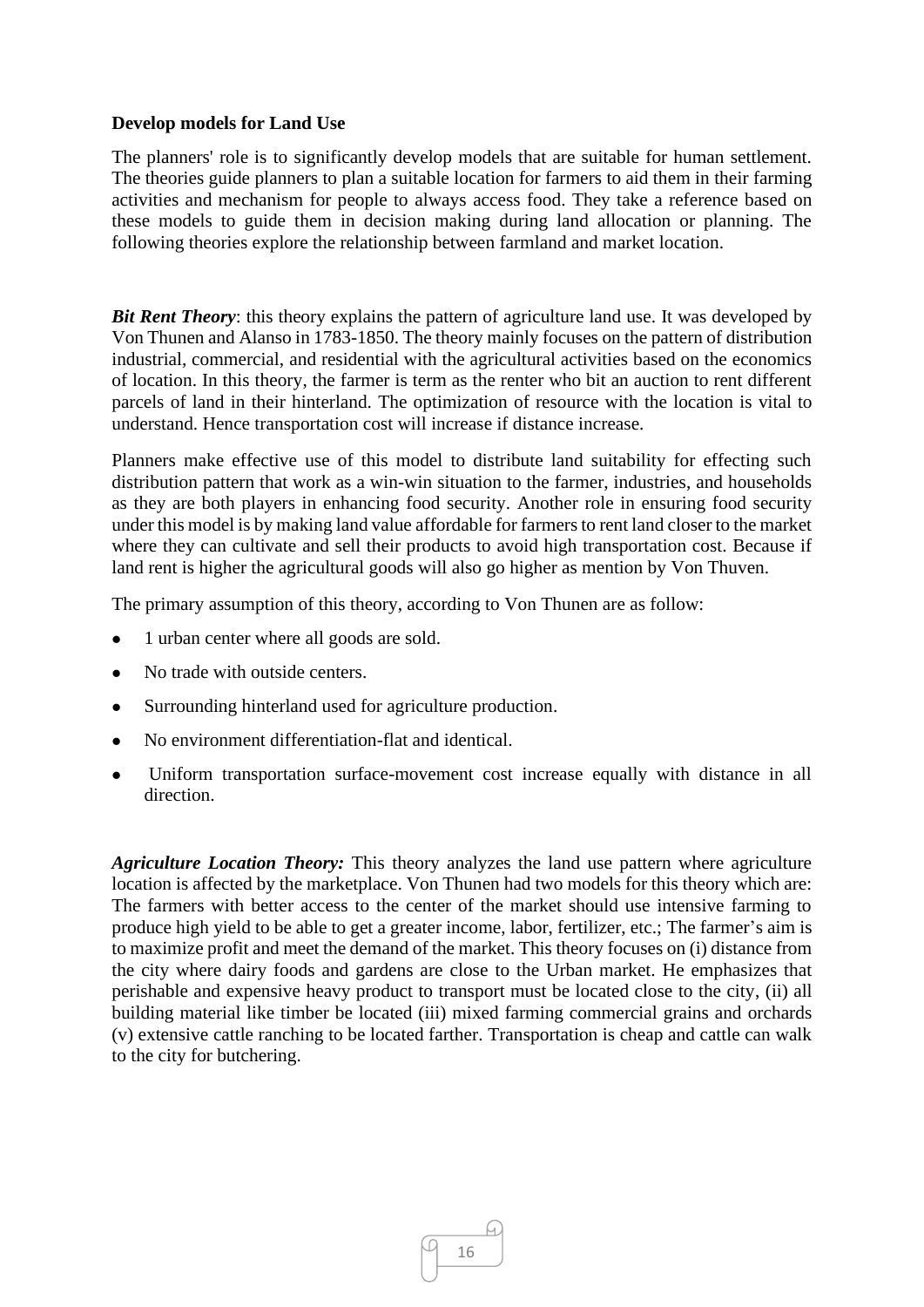**Develop models for Land Use**

The planners' role is to significantly develop models that are suitable for human settlement. The theories guide planners to plan a suitable location for farmers to aid them in their farming activities and mechanism for people to always access food. They take a reference based on these models to guide them in decision making during land allocation or planning. The following theories explore the relationship between farmland and market location.

***Bit Rent Theory***: this theory explains the pattern of agriculture land use. It was developed by Von Thunen and Alanso in 1783-1850. The theory mainly focuses on the pattern of distribution industrial, commercial, and residential with the agricultural activities based on the economics of location. In this theory, the farmer is term as the renter who bit an auction to rent different parcels of land in their hinterland. The optimization of resource with the location is vital to understand. Hence transportation cost will increase if distance increase.

Planners make effective use of this model to distribute land suitability for effecting such distribution pattern that work as a win-win situation to the farmer, industries, and households as they are both players in enhancing food security. Another role in ensuring food security under this model is by making land value affordable for farmers to rent land closer to the market where they can cultivate and sell their products to avoid high transportation cost. Because if land rent is higher the agricultural goods will also go higher as mention by Von Thuven.

The primary assumption of this theory, according to Von Thunen are as follow:

- 1 urban center where all goods are sold.
- No trade with outside centers.
- Surrounding hinterland used for agriculture production.
- No environment differentiation-flat and identical.
- Uniform transportation surface-movement cost increase equally with distance in all direction.

***Agriculture Location Theory:*** This theory analyzes the land use pattern where agriculture location is affected by the marketplace. Von Thunen had two models for this theory which are: The farmers with better access to the center of the market should use intensive farming to produce high yield to be able to get a greater income, labor, fertilizer, etc.; The farmer's aim is to maximize profit and meet the demand of the market. This theory focuses on (i) distance from the city where dairy foods and gardens are close to the Urban market. He emphasizes that perishable and expensive heavy product to transport must be located close to the city, (ii) all building material like timber be located (iii) mixed farming commercial grains and orchards (v) extensive cattle ranching to be located farther. Transportation is cheap and cattle can walk to the city for butchering.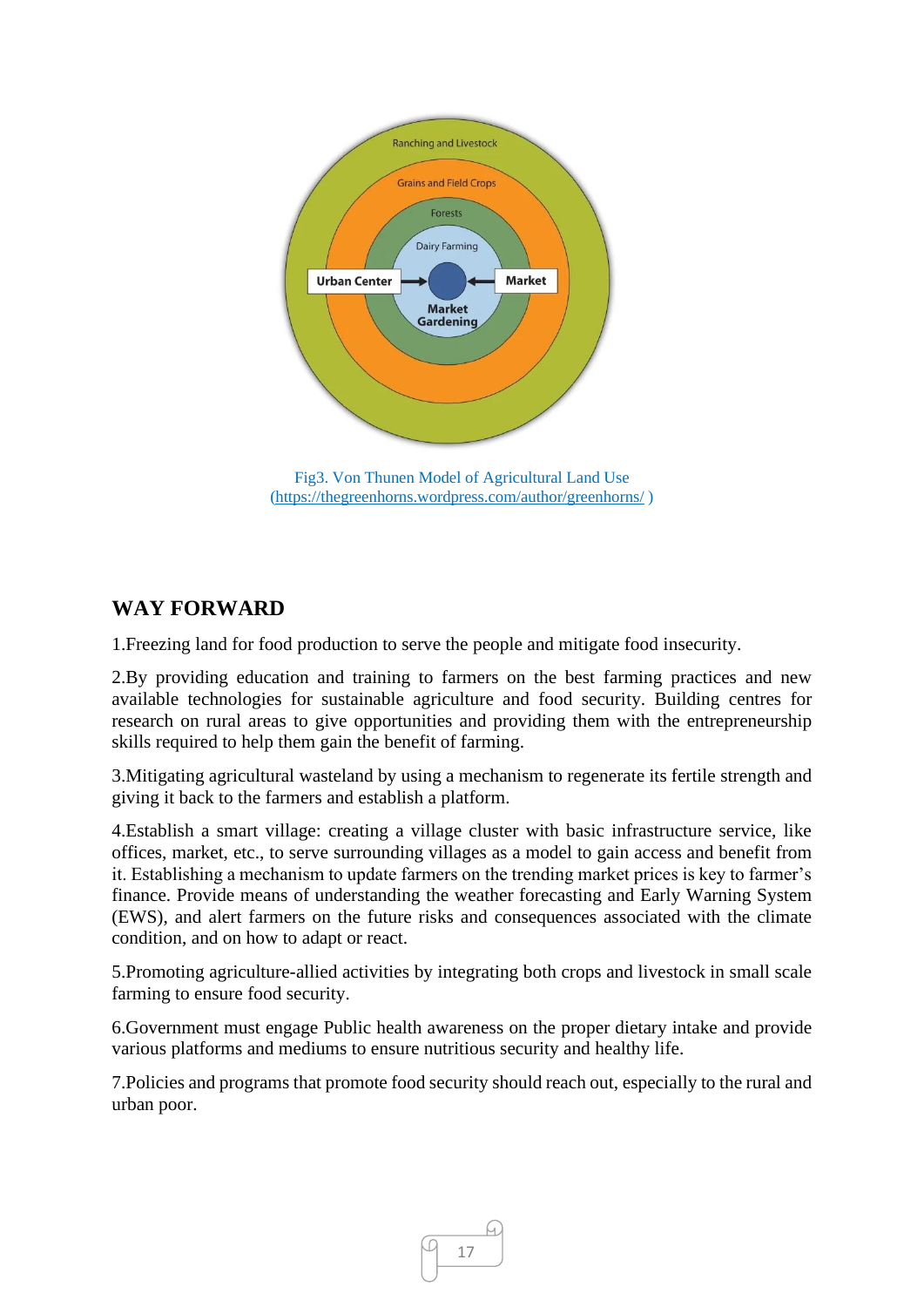Fig3. Von Thunen Model of Agricultural Land Use (https://thegreenhorns.wordpress.com/author/greenhorns/ )

## WAY FORWARD

1.Freezing land for food production to serve the people and mitigate food insecurity.

2.By providing education and training to farmers on the best farming practices and new available technologies for sustainable agriculture and food security. Building centres for research on rural areas to give opportunities and providing them with the entrepreneurship skills required to help them gain the benefit of farming.

3.Mitigating agricultural wasteland by using a mechanism to regenerate its fertile strength and giving it back to the farmers and establish a platform.

4.Establish a smart village: creating a village cluster with basic infrastructure service, like offices, market, etc., to serve surrounding villages as a model to gain access and benefit from it. Establishing a mechanism to update farmers on the trending market prices is key to farmer's finance. Provide means of understanding the weather forecasting and Early Warning System (EWS), and alert farmers on the future risks and consequences associated with the climate condition, and on how to adapt or react.

5.Promoting agriculture-allied activities by integrating both crops and livestock in small scale farming to ensure food security.

6.Government must engage Public health awareness on the proper dietary intake and provide various platforms and mediums to ensure nutritious security and healthy life.

7.Policies and programs that promote food security should reach out, especially to the rural and urban poor.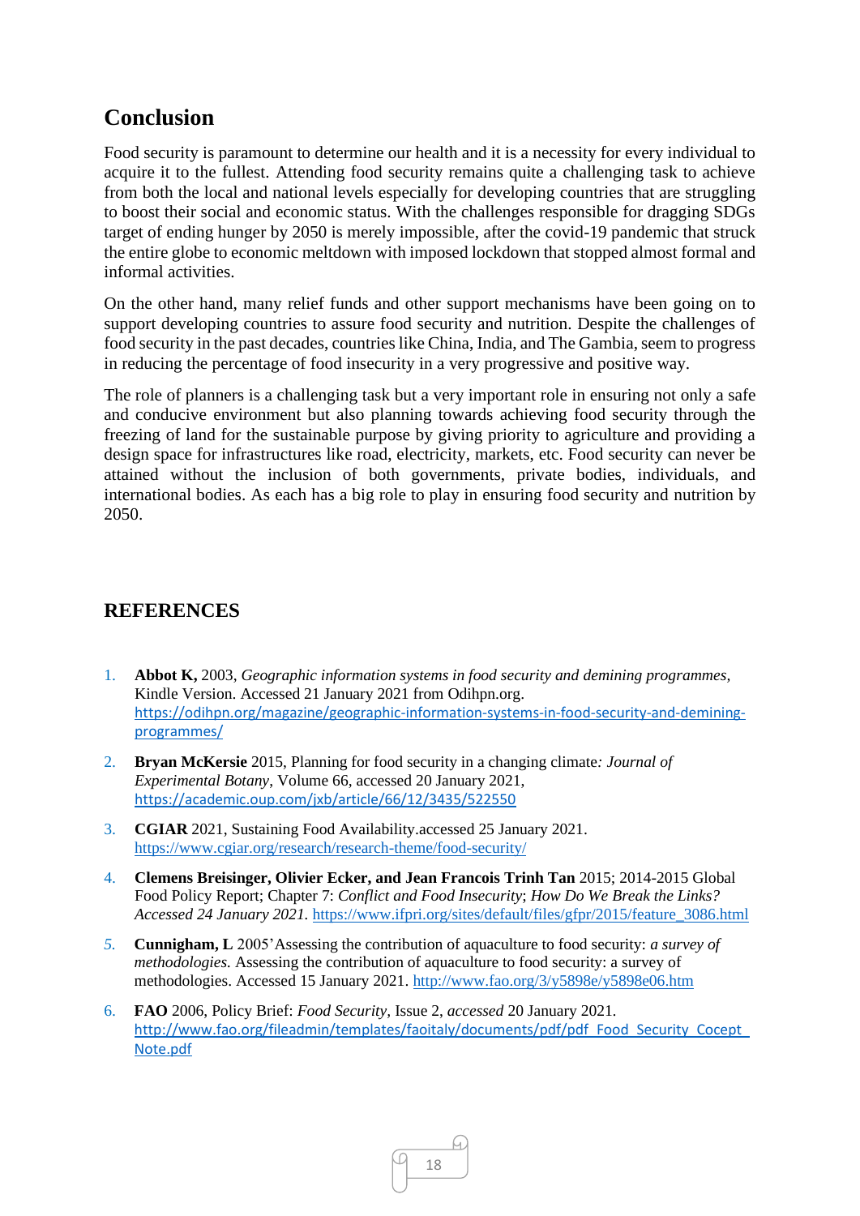## Conclusion

Food security is paramount to determine our health and it is a necessity for every individual to acquire it to the fullest. Attending food security remains quite a challenging task to achieve from both the local and national levels especially for developing countries that are struggling to boost their social and economic status. With the challenges responsible for dragging SDGs target of ending hunger by 2050 is merely impossible, after the covid-19 pandemic that struck the entire globe to economic meltdown with imposed lockdown that stopped almost formal and informal activities.

On the other hand, many relief funds and other support mechanisms have been going on to support developing countries to assure food security and nutrition. Despite the challenges of food security in the past decades, countries like China, India, and The Gambia, seem to progress in reducing the percentage of food insecurity in a very progressive and positive way.

The role of planners is a challenging task but a very important role in ensuring not only a safe and conducive environment but also planning towards achieving food security through the freezing of land for the sustainable purpose by giving priority to agriculture and providing a design space for infrastructures like road, electricity, markets, etc. Food security can never be attained without the inclusion of both governments, private bodies, individuals, and international bodies. As each has a big role to play in ensuring food security and nutrition by 2050.

## REFERENCES

1. **Abbot K,** 2003, *Geographic information systems in food security and demining programmes,* Kindle Version. Accessed 21 January 2021 from Odihpn.org. https://odihpn.org/magazine/geographic-information-systems-in-food-security-and-demining-programmes/
2. **Bryan McKersie** 2015, Planning for food security in a changing climate*: Journal of Experimental Botany*, Volume 66, accessed 20 January 2021, https://academic.oup.com/jxb/article/66/12/3435/522550
3. **CGIAR** 2021, Sustaining Food Availability.accessed 25 January 2021. https://www.cgiar.org/research/research-theme/food-security/
4. **Clemens Breisinger, Olivier Ecker, and Jean Francois Trinh Tan** 2015; 2014-2015 Global Food Policy Report; Chapter 7: *Conflict and Food Insecurity*; *How Do We Break the Links? Accessed 24 January 2021.* https://www.ifpri.org/sites/default/files/gfpr/2015/feature_3086.html
5. **Cunnigham, L** 2005'Assessing the contribution of aquaculture to food security: *a survey of methodologies.* Assessing the contribution of aquaculture to food security: a survey of methodologies. Accessed 15 January 2021. http://www.fao.org/3/y5898e/y5898e06.htm
6. **FAO** 2006, Policy Brief: *Food Security,* Issue 2, *accessed* 20 January 2021. http://www.fao.org/fileadmin/templates/faoitaly/documents/pdf/pdf_Food_Security_Cocept_Note.pdf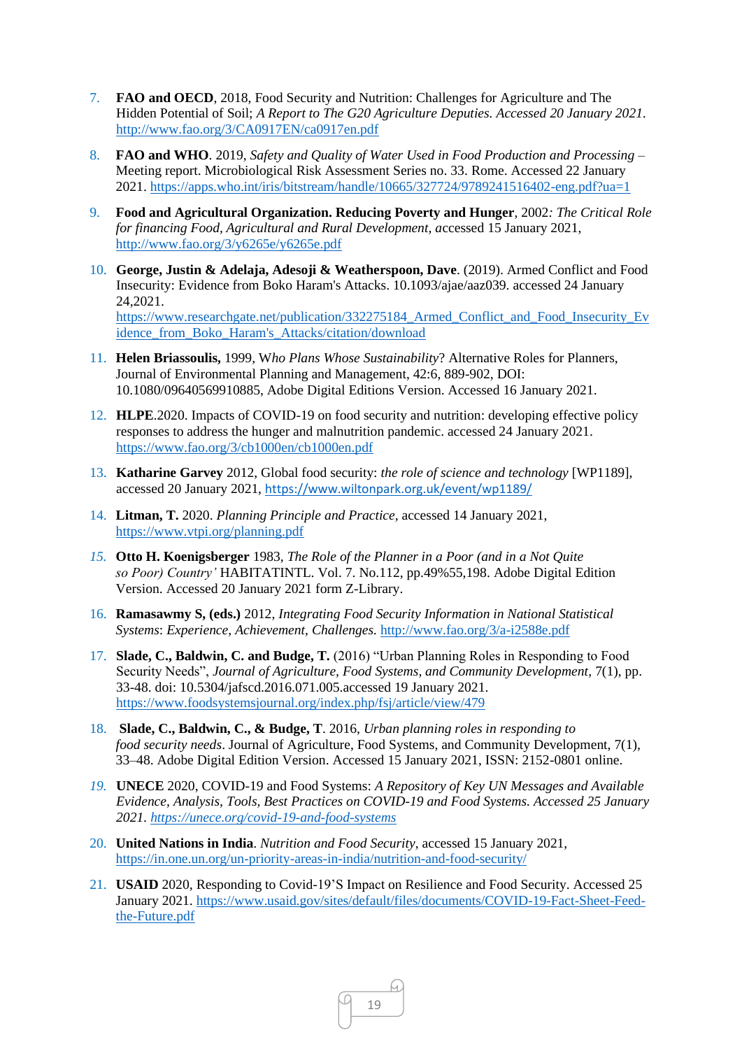7. **FAO and OECD**, 2018, Food Security and Nutrition: Challenges for Agriculture and The Hidden Potential of Soil; *A Report to The G20 Agriculture Deputies. Accessed 20 January 2021.* http://www.fao.org/3/CA0917EN/ca0917en.pdf

8. **FAO and WHO**. 2019, *Safety and Quality of Water Used in Food Production and Processing* – Meeting report. Microbiological Risk Assessment Series no. 33. Rome. Accessed 22 January 2021. https://apps.who.int/iris/bitstream/handle/10665/327724/9789241516402-eng.pdf?ua=1

9. **Food and Agricultural Organization. Reducing Poverty and Hunger**, 2002*: The Critical Role for financing Food, Agricultural and Rural Development,* accessed 15 January 2021, http://www.fao.org/3/y6265e/y6265e.pdf

10. **George, Justin & Adelaja, Adesoji & Weatherspoon, Dave**. (2019). Armed Conflict and Food Insecurity: Evidence from Boko Haram's Attacks. 10.1093/ajae/aaz039. accessed 24 January 24,2021. https://www.researchgate.net/publication/332275184_Armed_Conflict_and_Food_Insecurity_Evidence_from_Boko_Haram's_Attacks/citation/download

11. **Helen Briassoulis,** 1999, W*ho Plans Whose Sustainability*? Alternative Roles for Planners, Journal of Environmental Planning and Management, 42:6, 889-902, DOI: 10.1080/09640569910885, Adobe Digital Editions Version. Accessed 16 January 2021.

12. **HLPE**.2020. Impacts of COVID-19 on food security and nutrition: developing effective policy responses to address the hunger and malnutrition pandemic. accessed 24 January 2021. https://www.fao.org/3/cb1000en/cb1000en.pdf

13. **Katharine Garvey** 2012, Global food security: *the role of science and technology* [WP1189], accessed 20 January 2021, https://www.wiltonpark.org.uk/event/wp1189/

14. **Litman, T.** 2020. *Planning Principle and Practice*, accessed 14 January 2021, https://www.vtpi.org/planning.pdf

15. **Otto H. Koenigsberger** 1983, *The Role of the Planner in a Poor (and in a Not Quite so Poor) Country'* HABITATINTL. Vol. 7. No.112, pp.49%55,198. Adobe Digital Edition Version. Accessed 20 January 2021 form Z-Library.

16. **Ramasawmy S, (eds.)** 2012, *Integrating Food Security Information in National Statistical Systems*: *Experience, Achievement, Challenges.* http://www.fao.org/3/a-i2588e.pdf

17. **Slade, C., Baldwin, C. and Budge, T.** (2016) "Urban Planning Roles in Responding to Food Security Needs", *Journal of Agriculture, Food Systems, and Community Development*, 7(1), pp. 33-48. doi: 10.5304/jafscd.2016.071.005.accessed 19 January 2021. https://www.foodsystemsjournal.org/index.php/fsj/article/view/479

18. **Slade, C., Baldwin, C., & Budge, T**. 2016, *Urban planning roles in responding to food security needs*. Journal of Agriculture, Food Systems, and Community Development, 7(1), 33–48. Adobe Digital Edition Version. Accessed 15 January 2021, ISSN: 2152-0801 online.

19. **UNECE** 2020, COVID-19 and Food Systems: *A Repository of Key UN Messages and Available Evidence, Analysis, Tools, Best Practices on COVID-19 and Food Systems. Accessed 25 January 2021. https://unece.org/covid-19-and-food-systems*

20. **United Nations in India**. *Nutrition and Food Security*, accessed 15 January 2021, https://in.one.un.org/un-priority-areas-in-india/nutrition-and-food-security/

21. **USAID** 2020, Responding to Covid-19'S Impact on Resilience and Food Security. Accessed 25 January 2021. https://www.usaid.gov/sites/default/files/documents/COVID-19-Fact-Sheet-Feed-the-Future.pdf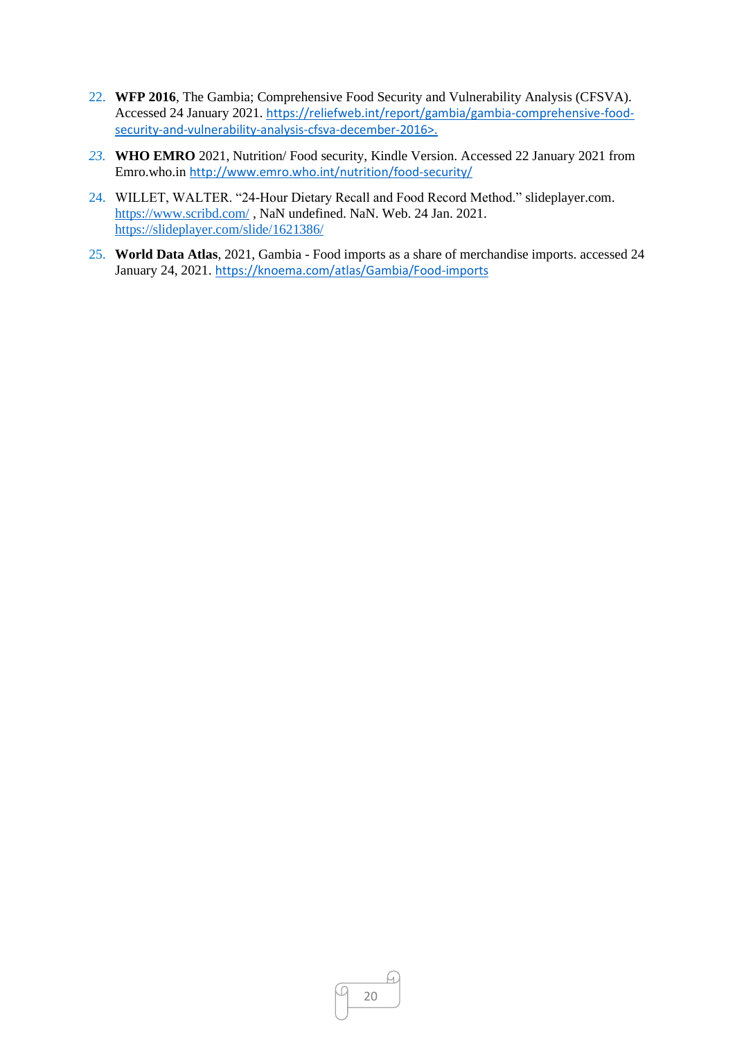22. **WFP 2016**, The Gambia; Comprehensive Food Security and Vulnerability Analysis (CFSVA). Accessed 24 January 2021. https://reliefweb.int/report/gambia/gambia-comprehensive-food-security-and-vulnerability-analysis-cfsva-december-2016>.

23. **WHO EMRO** 2021, Nutrition/ Food security, Kindle Version. Accessed 22 January 2021 from Emro.who.in http://www.emro.who.int/nutrition/food-security/

24. WILLET, WALTER. "24-Hour Dietary Recall and Food Record Method." slideplayer.com. https://www.scribd.com/ , NaN undefined. NaN. Web. 24 Jan. 2021. https://slideplayer.com/slide/1621386/

25. **World Data Atlas**, 2021, Gambia - Food imports as a share of merchandise imports. accessed 24 January 24, 2021. https://knoema.com/atlas/Gambia/Food-imports